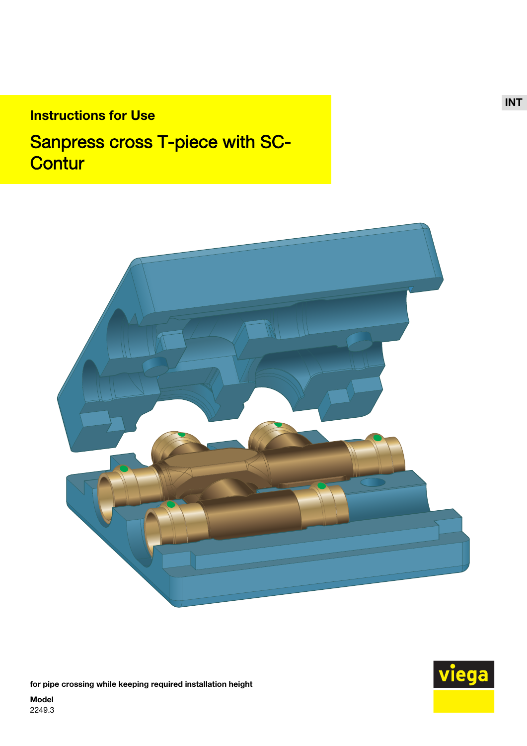INT

**Instructions for Use**

# Sanpress cross T-piece with SC-Contur

**for pipe crossing while keeping required installation height**

**Model**
2249.3

viega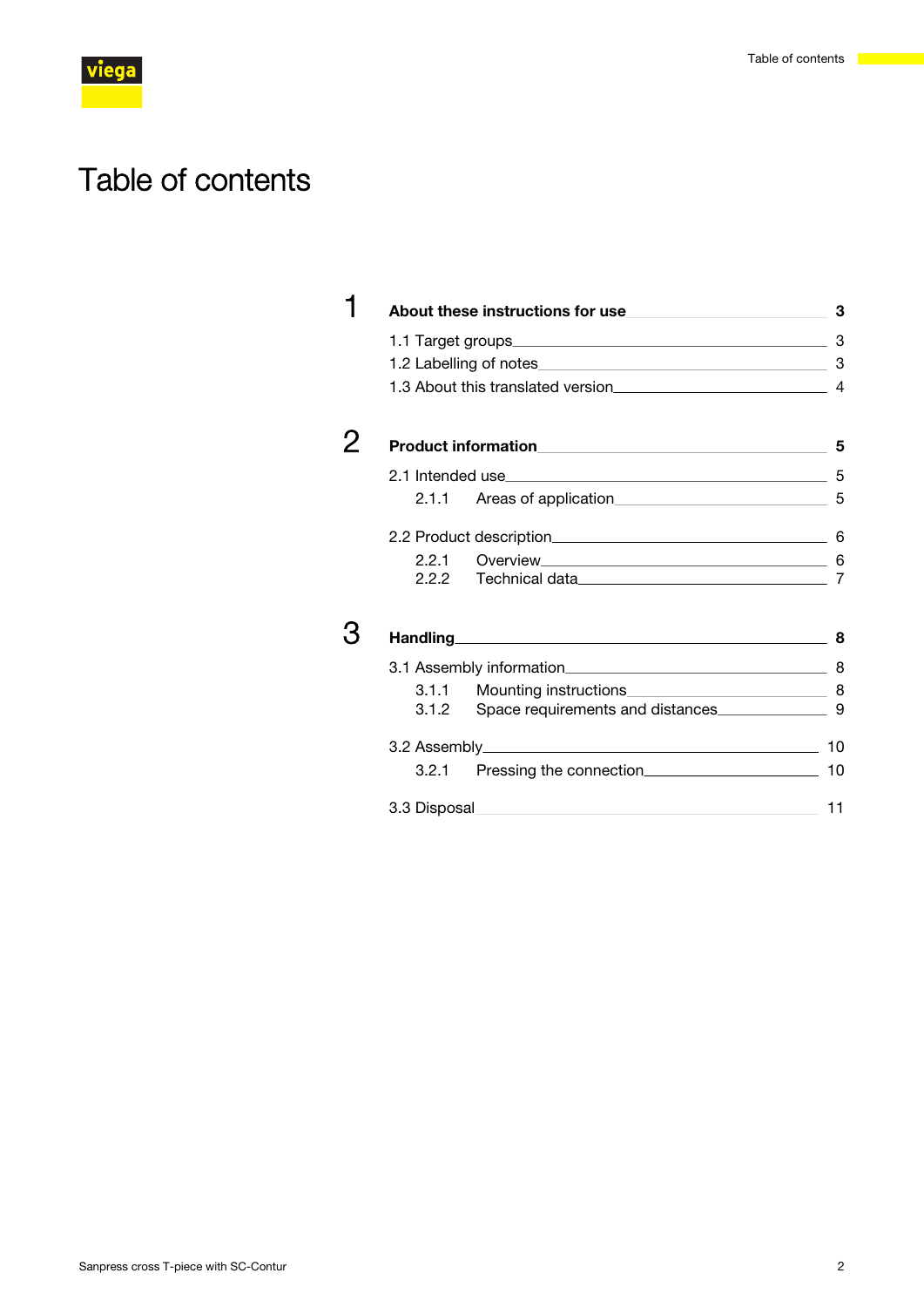# Table of contents

| | | |
|---|---|---|
| **1** | **About these instructions for use** | **3** |
| | 1.1 Target groups | 3 |
| | 1.2 Labelling of notes | 3 |
| | 1.3 About this translated version | 4 |
| **2** | **Product information** | **5** |
| | 2.1 Intended use | 5 |
| | 2.1.1 Areas of application | 5 |
| | 2.2 Product description | 6 |
| | 2.2.1 Overview | 6 |
| | 2.2.2 Technical data | 7 |
| **3** | **Handling** | **8** |
| | 3.1 Assembly information | 8 |
| | 3.1.1 Mounting instructions | 8 |
| | 3.1.2 Space requirements and distances | 9 |
| | 3.2 Assembly | 10 |
| | 3.2.1 Pressing the connection | 10 |
| | 3.3 Disposal | 11 |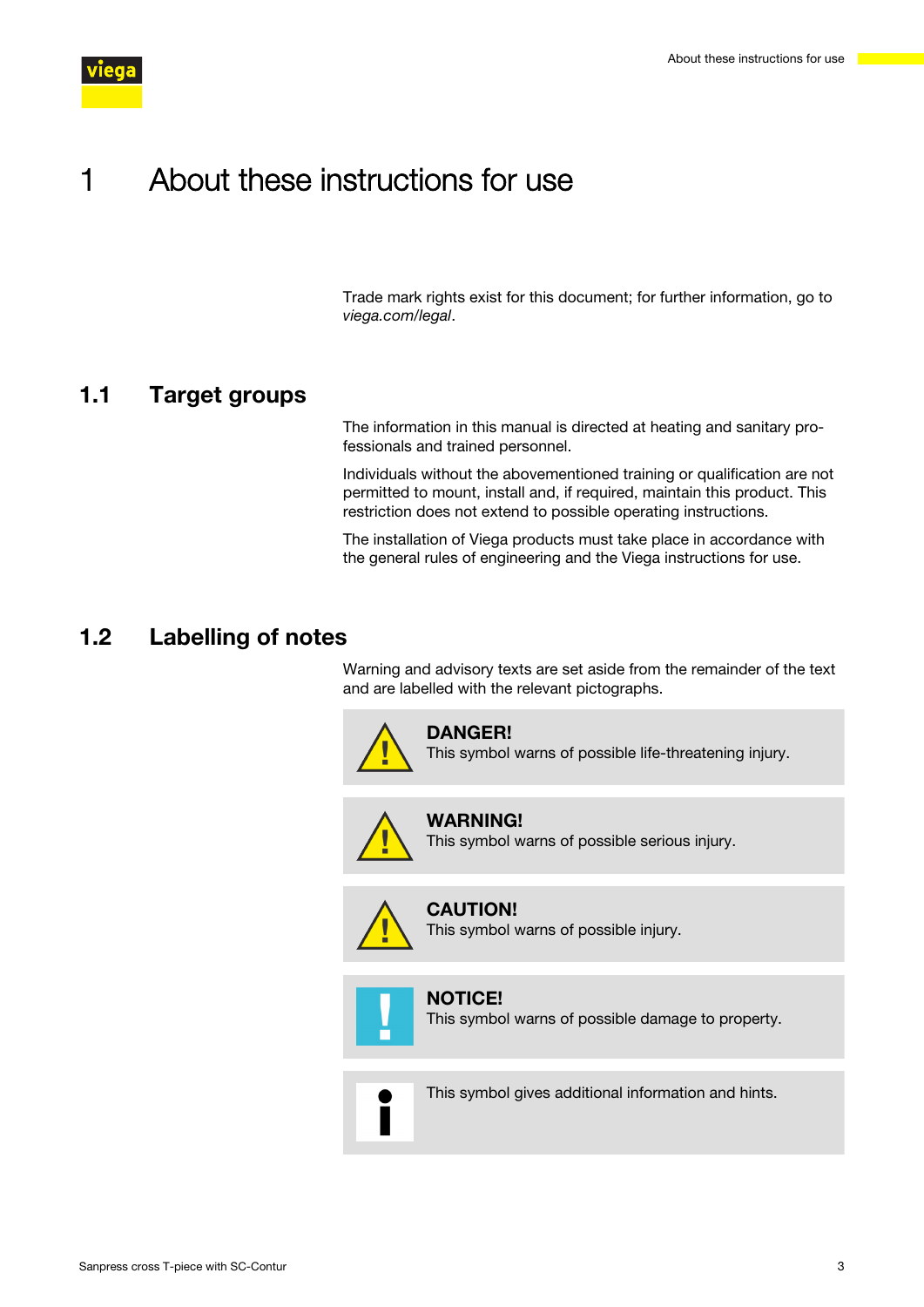# 1 About these instructions for use

Trade mark rights exist for this document; for further information, go to *viega.com/legal*.

## 1.1 Target groups

The information in this manual is directed at heating and sanitary professionals and trained personnel.

Individuals without the abovementioned training or qualification are not permitted to mount, install and, if required, maintain this product. This restriction does not extend to possible operating instructions.

The installation of Viega products must take place in accordance with the general rules of engineering and the Viega instructions for use.

## 1.2 Labelling of notes

Warning and advisory texts are set aside from the remainder of the text and are labelled with the relevant pictographs.

**DANGER!**
This symbol warns of possible life-threatening injury.

**WARNING!**
This symbol warns of possible serious injury.

**CAUTION!**
This symbol warns of possible injury.

**NOTICE!**
This symbol warns of possible damage to property.

This symbol gives additional information and hints.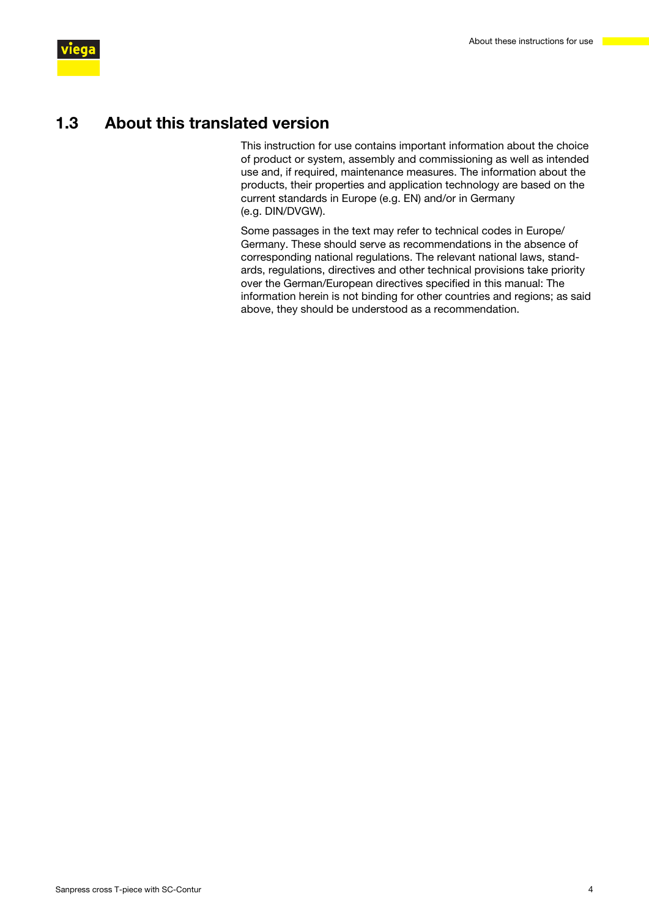## 1.3 About this translated version

This instruction for use contains important information about the choice of product or system, assembly and commissioning as well as intended use and, if required, maintenance measures. The information about the products, their properties and application technology are based on the current standards in Europe (e.g. EN) and/or in Germany (e.g. DIN/DVGW).

Some passages in the text may refer to technical codes in Europe/ Germany. These should serve as recommendations in the absence of corresponding national regulations. The relevant national laws, standards, regulations, directives and other technical provisions take priority over the German/European directives specified in this manual: The information herein is not binding for other countries and regions; as said above, they should be understood as a recommendation.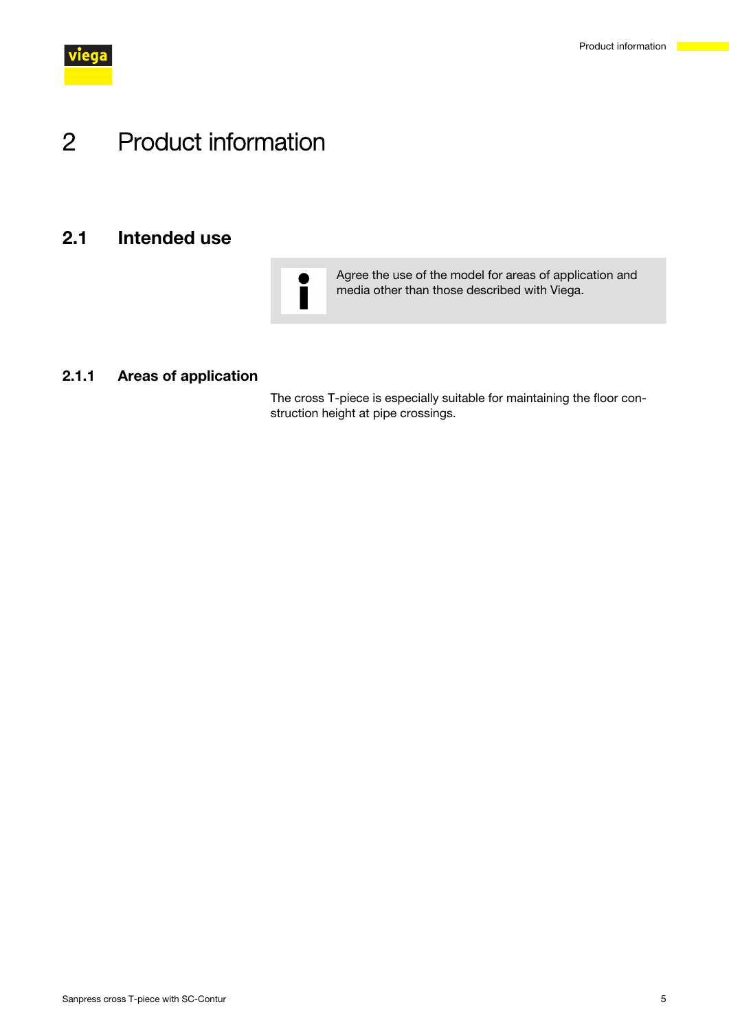# 2 Product information

## 2.1 Intended use

> Agree the use of the model for areas of application and media other than those described with Viega.

### 2.1.1 Areas of application

The cross T-piece is especially suitable for maintaining the floor construction height at pipe crossings.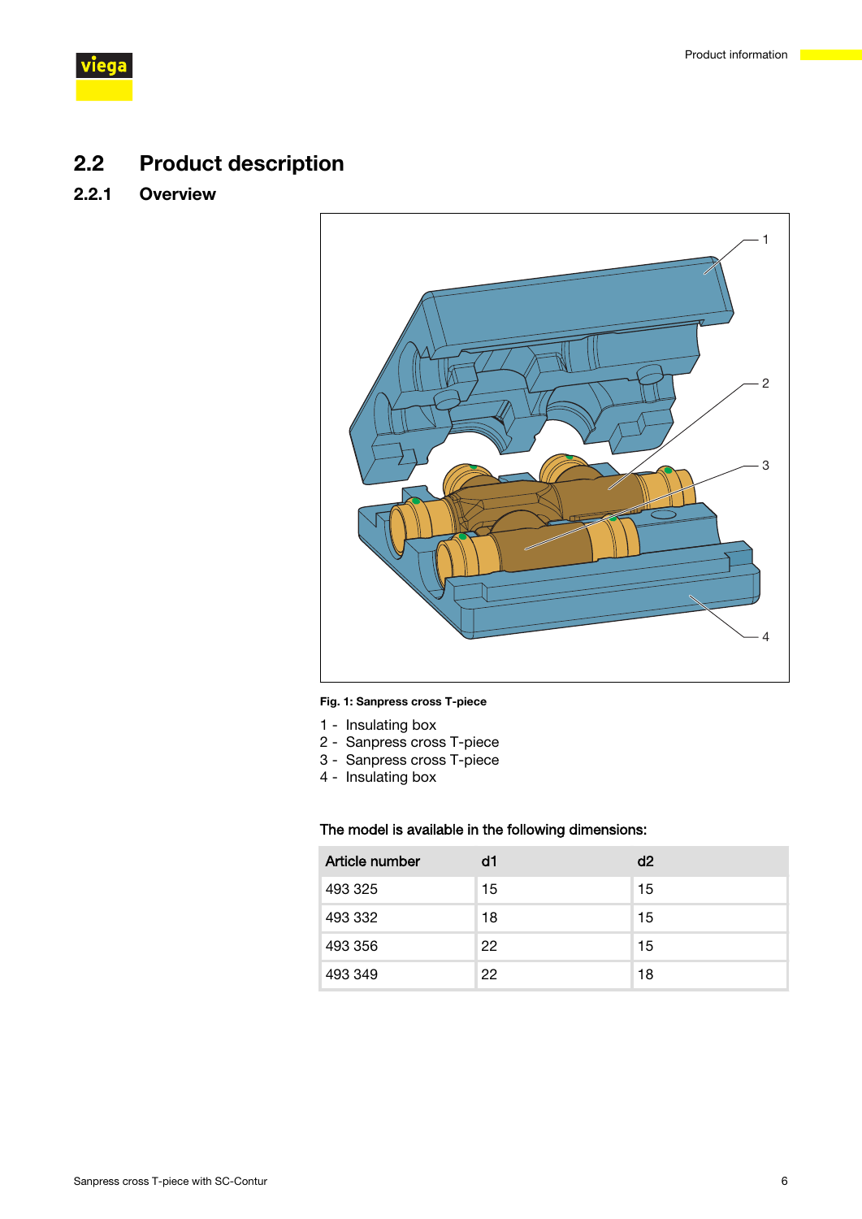## 2.2 Product description

### 2.2.1 Overview

**Fig. 1: Sanpress cross T-piece**

1 - Insulating box
2 - Sanpress cross T-piece
3 - Sanpress cross T-piece
4 - Insulating box

The model is available in the following dimensions:

| Article number | d1 | d2 |
|---|---|---|
| 493 325 | 15 | 15 |
| 493 332 | 18 | 15 |
| 493 356 | 22 | 15 |
| 493 349 | 22 | 18 |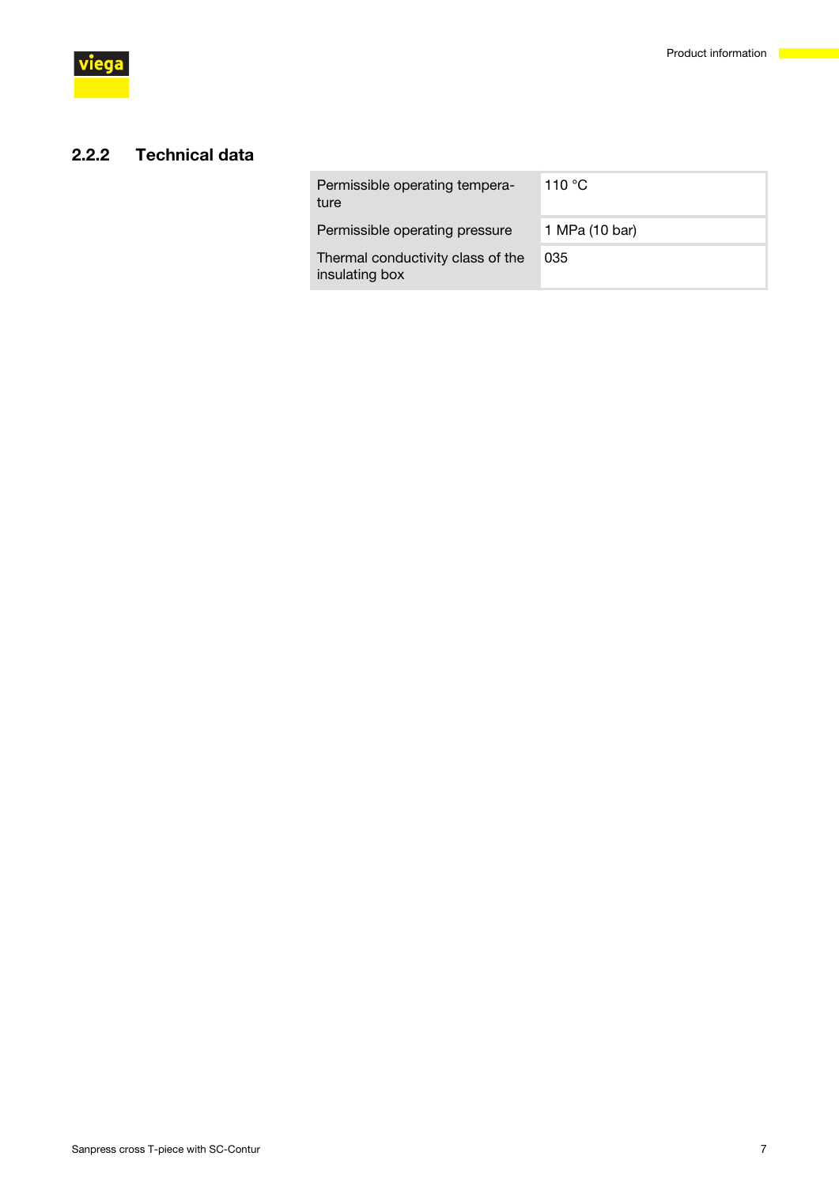### 2.2.2 Technical data

| | |
|---|---|
| Permissible operating temperature | 110 °C |
| Permissible operating pressure | 1 MPa (10 bar) |
| Thermal conductivity class of the insulating box | 035 |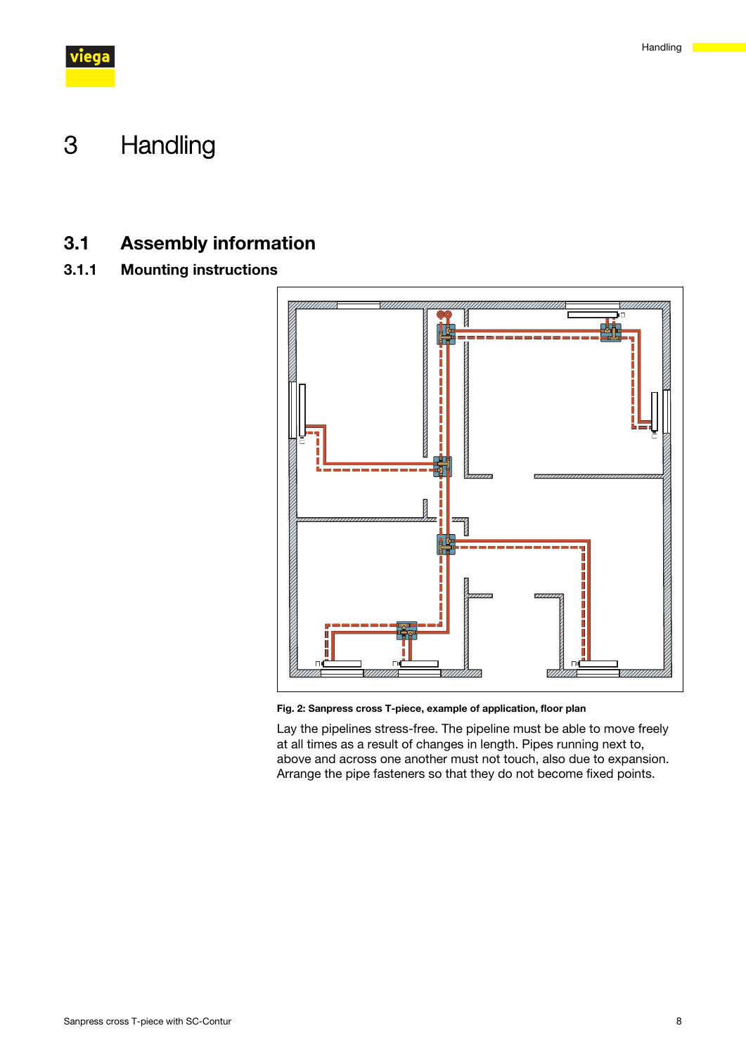# 3 Handling

## 3.1 Assembly information

### 3.1.1 Mounting instructions

**Fig. 2: Sanpress cross T-piece, example of application, floor plan**

Lay the pipelines stress-free. The pipeline must be able to move freely at all times as a result of changes in length. Pipes running next to, above and across one another must not touch, also due to expansion. Arrange the pipe fasteners so that they do not become fixed points.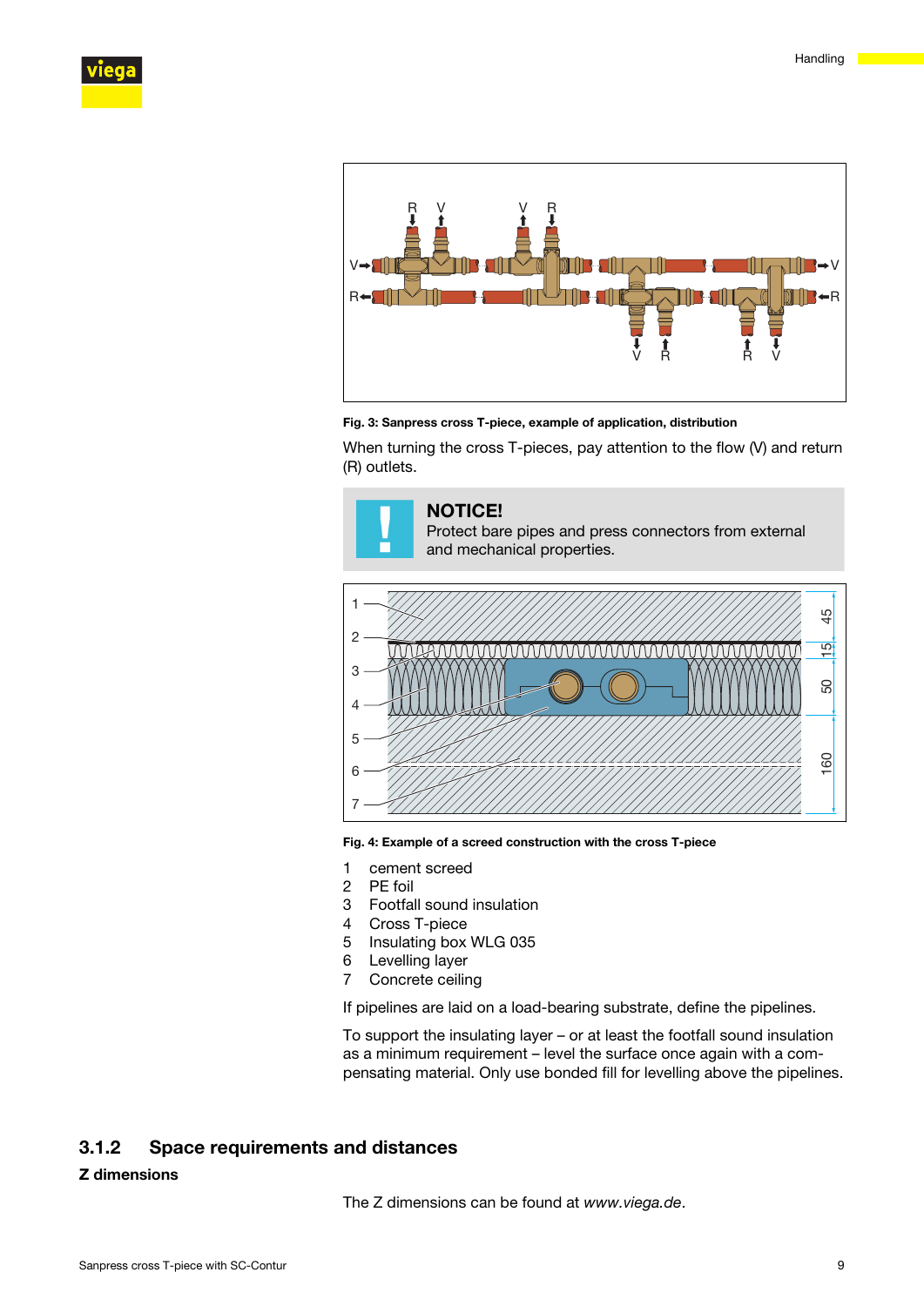**Fig. 3: Sanpress cross T-piece, example of application, distribution**

When turning the cross T-pieces, pay attention to the flow (V) and return (R) outlets.

> **NOTICE!**
> Protect bare pipes and press connectors from external and mechanical properties.

**Fig. 4: Example of a screed construction with the cross T-piece**

1 cement screed
2 PE foil
3 Footfall sound insulation
4 Cross T-piece
5 Insulating box WLG 035
6 Levelling layer
7 Concrete ceiling

If pipelines are laid on a load-bearing substrate, define the pipelines.

To support the insulating layer – or at least the footfall sound insulation as a minimum requirement – level the surface once again with a compensating material. Only use bonded fill for levelling above the pipelines.

## 3.1.2 Space requirements and distances

**Z dimensions**

The Z dimensions can be found at *www.viega.de*.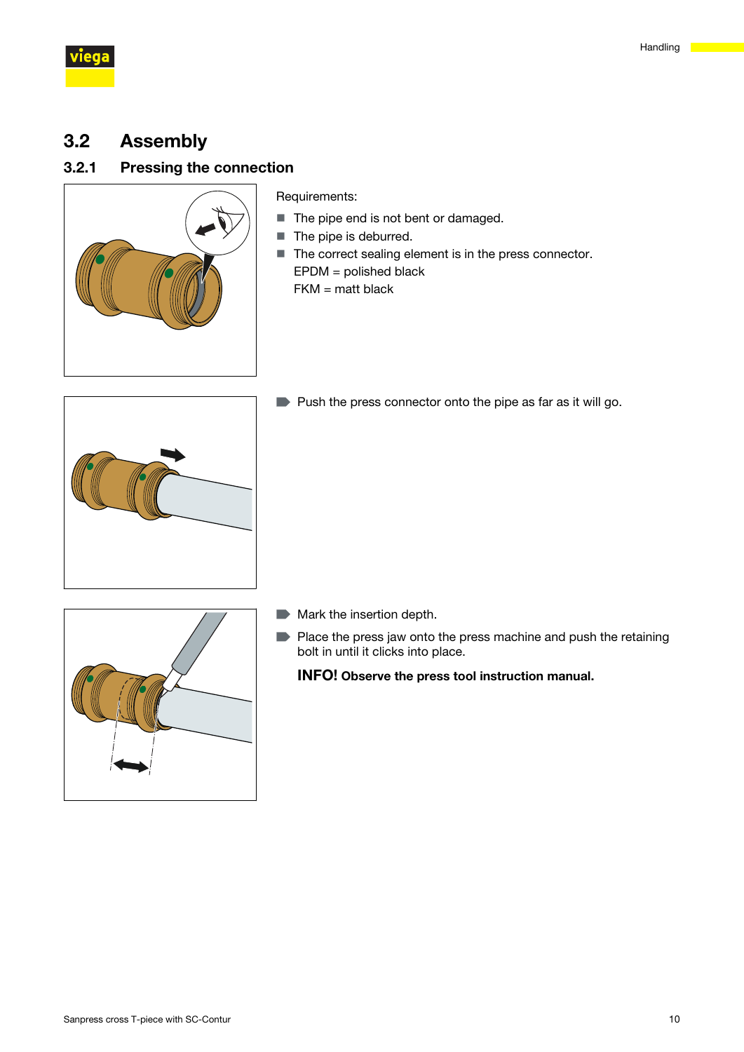## 3.2 Assembly

### 3.2.1 Pressing the connection

Requirements:

- The pipe end is not bent or damaged.
- The pipe is deburred.
- The correct sealing element is in the press connector.
  EPDM = polished black
  FKM = matt black

- Push the press connector onto the pipe as far as it will go.

- Mark the insertion depth.
- Place the press jaw onto the press machine and push the retaining bolt in until it clicks into place.

**INFO! Observe the press tool instruction manual.**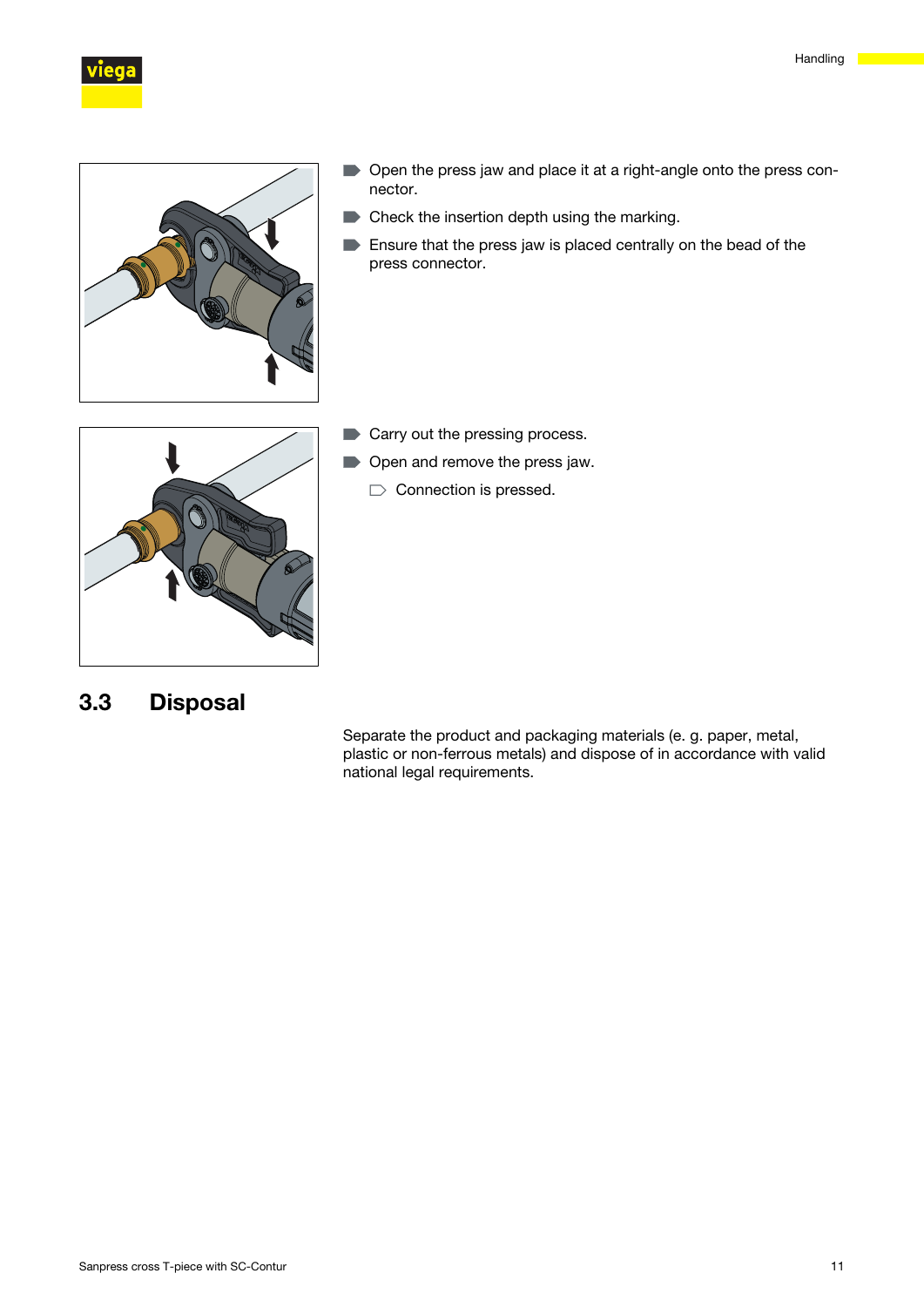- Open the press jaw and place it at a right-angle onto the press connector.
- Check the insertion depth using the marking.
- Ensure that the press jaw is placed centrally on the bead of the press connector.

- Carry out the pressing process.
- Open and remove the press jaw.
  - Connection is pressed.

## 3.3 Disposal

Separate the product and packaging materials (e. g. paper, metal, plastic or non-ferrous metals) and dispose of in accordance with valid national legal requirements.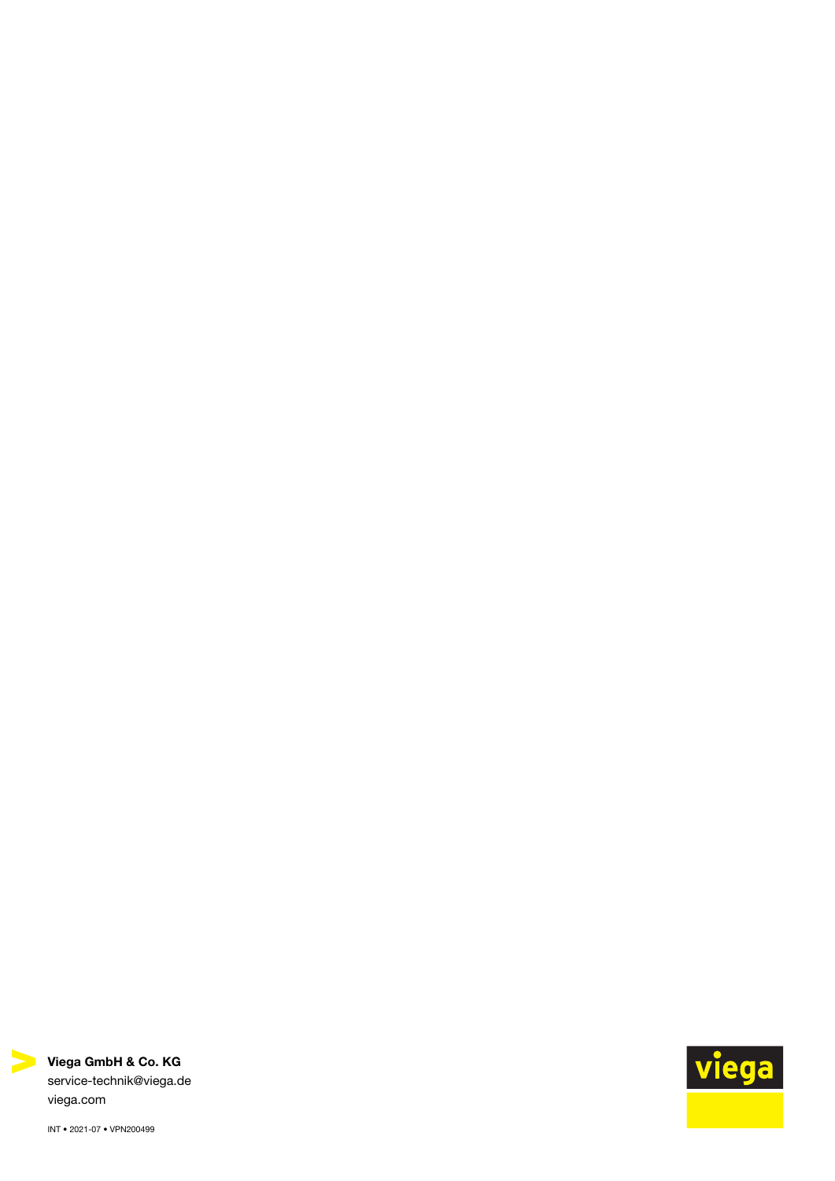**Viega GmbH & Co. KG**
service-technik@viega.de
viega.com

INT • 2021-07 • VPN200499

viega